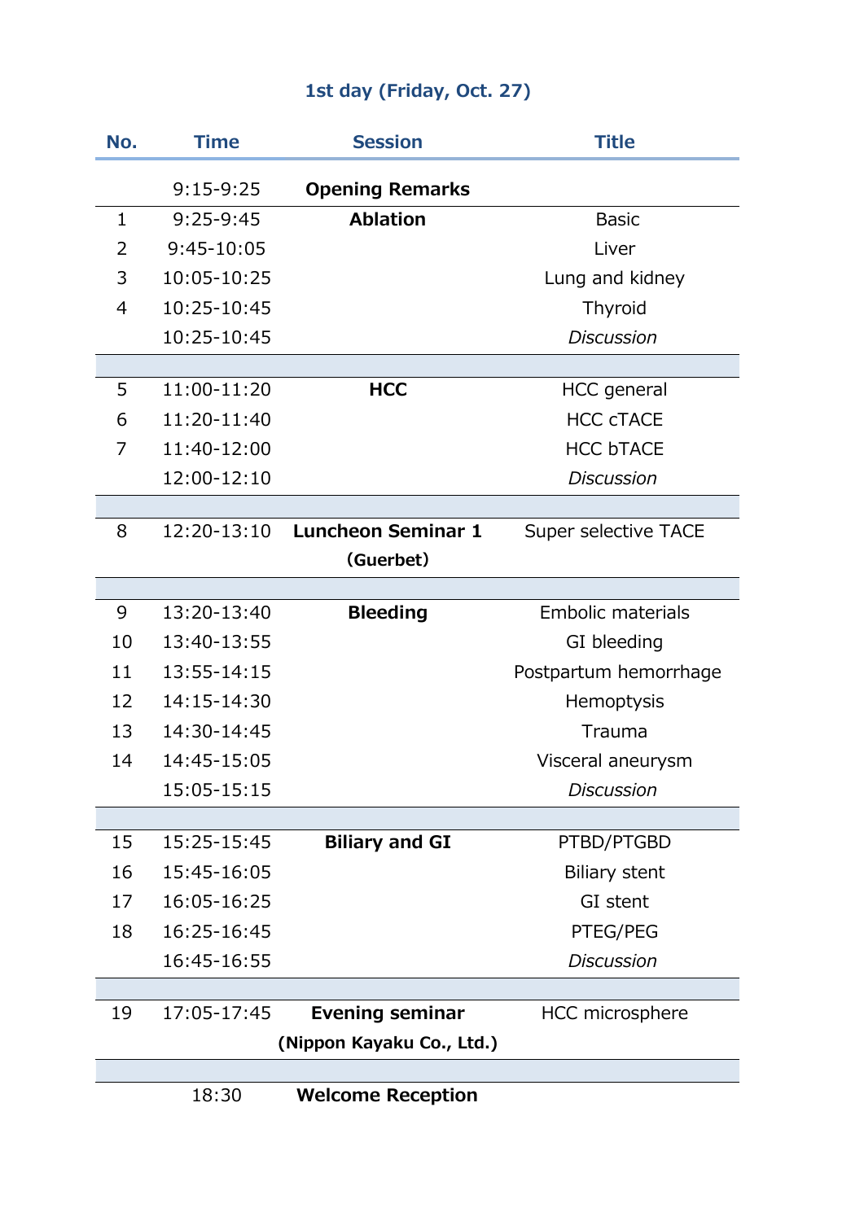## 1st day (Friday, Oct. 27)

| No. | Time | Session | Title |
|---|---|---|---|
| | 9:15-9:25 | **Opening Remarks** | |
| 1 | 9:25-9:45 | **Ablation** | Basic |
| 2 | 9:45-10:05 | | Liver |
| 3 | 10:05-10:25 | | Lung and kidney |
| 4 | 10:25-10:45 | | Thyroid |
| | 10:25-10:45 | | *Discussion* |
| | | | |
| 5 | 11:00-11:20 | **HCC** | HCC general |
| 6 | 11:20-11:40 | | HCC cTACE |
| 7 | 11:40-12:00 | | HCC bTACE |
| | 12:00-12:10 | | *Discussion* |
| | | | |
| 8 | 12:20-13:10 | **Luncheon Seminar 1 (Guerbet)** | Super selective TACE |
| | | | |
| 9 | 13:20-13:40 | **Bleeding** | Embolic materials |
| 10 | 13:40-13:55 | | GI bleeding |
| 11 | 13:55-14:15 | | Postpartum hemorrhage |
| 12 | 14:15-14:30 | | Hemoptysis |
| 13 | 14:30-14:45 | | Trauma |
| 14 | 14:45-15:05 | | Visceral aneurysm |
| | 15:05-15:15 | | *Discussion* |
| | | | |
| 15 | 15:25-15:45 | **Biliary and GI** | PTBD/PTGBD |
| 16 | 15:45-16:05 | | Biliary stent |
| 17 | 16:05-16:25 | | GI stent |
| 18 | 16:25-16:45 | | PTEG/PEG |
| | 16:45-16:55 | | *Discussion* |
| | | | |
| 19 | 17:05-17:45 | **Evening seminar (Nippon Kayaku Co., Ltd.)** | HCC microsphere |
| | | | |
| | 18:30 | **Welcome Reception** | |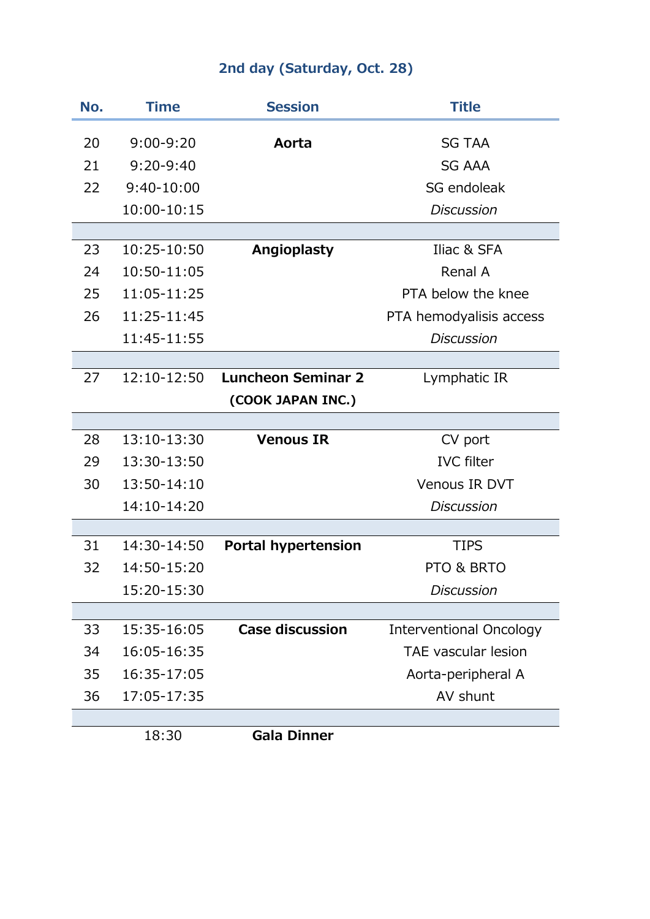## 2nd day (Saturday, Oct. 28)

| No. | Time | Session | Title |
|---|---|---|---|
| 20 | 9:00-9:20 | **Aorta** | SG TAA |
| 21 | 9:20-9:40 | | SG AAA |
| 22 | 9:40-10:00 | | SG endoleak |
| | 10:00-10:15 | | *Discussion* |
| | | | |
| 23 | 10:25-10:50 | **Angioplasty** | Iliac & SFA |
| 24 | 10:50-11:05 | | Renal A |
| 25 | 11:05-11:25 | | PTA below the knee |
| 26 | 11:25-11:45 | | PTA hemodyalisis access |
| | 11:45-11:55 | | *Discussion* |
| | | | |
| 27 | 12:10-12:50 | **Luncheon Seminar 2 (COOK JAPAN INC.)** | Lymphatic IR |
| | | | |
| 28 | 13:10-13:30 | **Venous IR** | CV port |
| 29 | 13:30-13:50 | | IVC filter |
| 30 | 13:50-14:10 | | Venous IR DVT |
| | 14:10-14:20 | | *Discussion* |
| | | | |
| 31 | 14:30-14:50 | **Portal hypertension** | TIPS |
| 32 | 14:50-15:20 | | PTO & BRTO |
| | 15:20-15:30 | | *Discussion* |
| | | | |
| 33 | 15:35-16:05 | **Case discussion** | Interventional Oncology |
| 34 | 16:05-16:35 | | TAE vascular lesion |
| 35 | 16:35-17:05 | | Aorta-peripheral A |
| 36 | 17:05-17:35 | | AV shunt |
| | | | |
| | 18:30 | **Gala Dinner** | |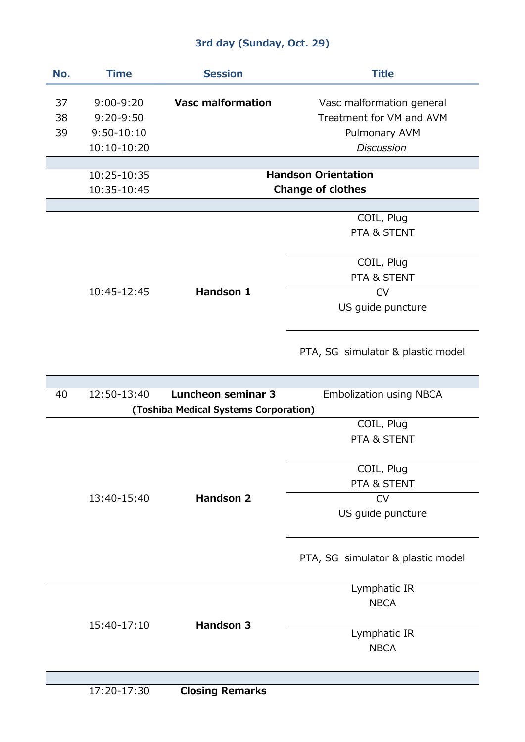### 3rd day (Sunday, Oct. 29)

| No. | Time | Session | Title |
| --- | --- | --- | --- |
| 37 | 9:00-9:20 | **Vasc malformation** | Vasc malformation general |
| 38 | 9:20-9:50 | | Treatment for VM and AVM |
| 39 | 9:50-10:10 | | Pulmonary AVM |
| | 10:10-10:20 | | *Discussion* |
| | | | |
| | 10:25-10:35 | **Handson Orientation** | |
| | 10:35-10:45 | **Change of clothes** | |
| | | | |
| | 10:45-12:45 | **Handson 1** | COIL, Plug<br>PTA & STENT |
| | | | COIL, Plug<br>PTA & STENT |
| | | | CV<br>US guide puncture |
| | | | PTA, SG simulator & plastic model |
| | | | |
| 40 | 12:50-13:40 | **Luncheon seminar 3**<br>**(Toshiba Medical Systems Corporation)** | Embolization using NBCA |
| | 13:40-15:40 | **Handson 2** | COIL, Plug<br>PTA & STENT |
| | | | COIL, Plug<br>PTA & STENT |
| | | | CV<br>US guide puncture |
| | | | PTA, SG simulator & plastic model |
| | 15:40-17:10 | **Handson 3** | Lymphatic IR<br>NBCA |
| | | | Lymphatic IR<br>NBCA |
| | | | |
| | 17:20-17:30 | **Closing Remarks** | |